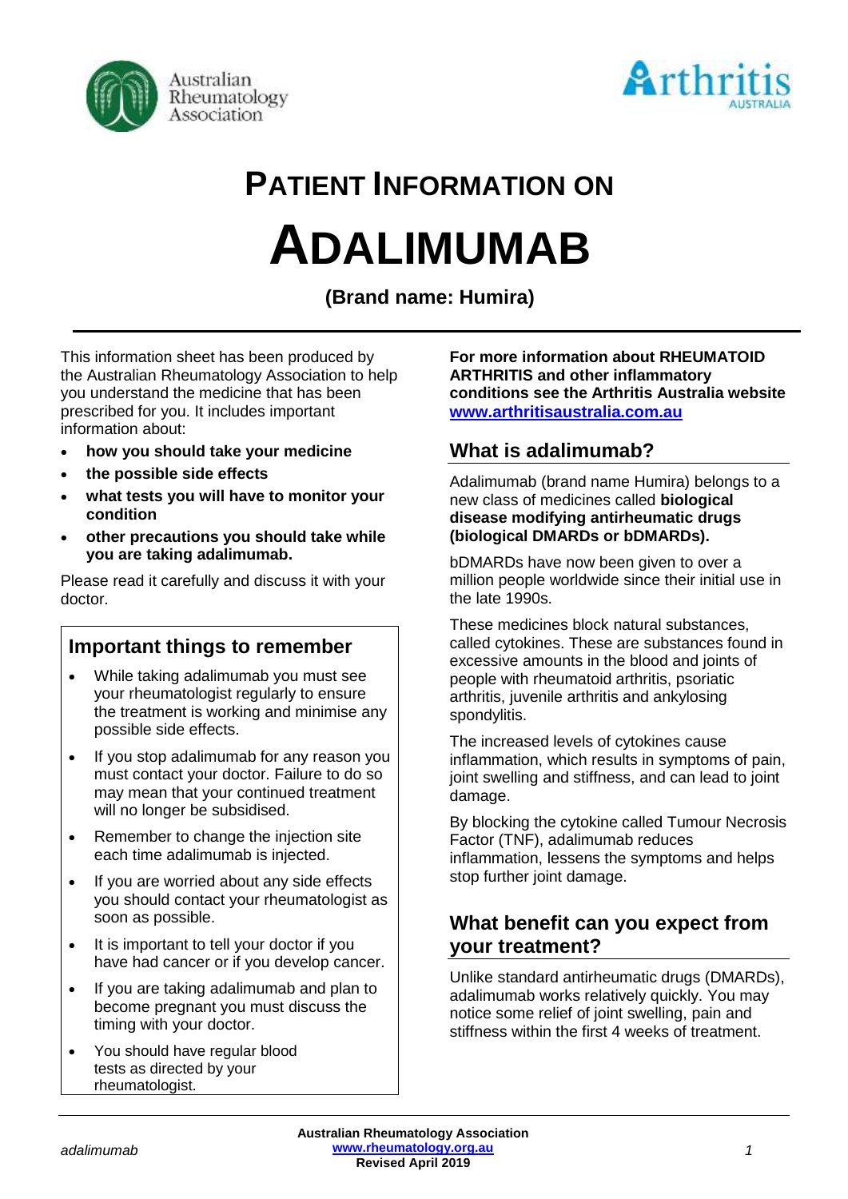# PATIENT INFORMATION ON

# ADALIMUMAB

**(Brand name: Humira)**

This information sheet has been produced by the Australian Rheumatology Association to help you understand the medicine that has been prescribed for you. It includes important information about:

- **how you should take your medicine**
- **the possible side effects**
- **what tests you will have to monitor your condition**
- **other precautions you should take while you are taking adalimumab.**

Please read it carefully and discuss it with your doctor.

## Important things to remember

- While taking adalimumab you must see your rheumatologist regularly to ensure the treatment is working and minimise any possible side effects.
- If you stop adalimumab for any reason you must contact your doctor. Failure to do so may mean that your continued treatment will no longer be subsidised.
- Remember to change the injection site each time adalimumab is injected.
- If you are worried about any side effects you should contact your rheumatologist as soon as possible.
- It is important to tell your doctor if you have had cancer or if you develop cancer.
- If you are taking adalimumab and plan to become pregnant you must discuss the timing with your doctor.
- You should have regular blood tests as directed by your rheumatologist.

**For more information about RHEUMATOID ARTHRITIS and other inflammatory conditions see the Arthritis Australia website [www.arthritisaustralia.com.au](http://www.arthritisaustralia.com.au)**

## What is adalimumab?

Adalimumab (brand name Humira) belongs to a new class of medicines called **biological disease modifying antirheumatic drugs (biological DMARDs or bDMARDs).**

bDMARDs have now been given to over a million people worldwide since their initial use in the late 1990s.

These medicines block natural substances, called cytokines. These are substances found in excessive amounts in the blood and joints of people with rheumatoid arthritis, psoriatic arthritis, juvenile arthritis and ankylosing spondylitis.

The increased levels of cytokines cause inflammation, which results in symptoms of pain, joint swelling and stiffness, and can lead to joint damage.

By blocking the cytokine called Tumour Necrosis Factor (TNF), adalimumab reduces inflammation, lessens the symptoms and helps stop further joint damage.

## What benefit can you expect from your treatment?

Unlike standard antirheumatic drugs (DMARDs), adalimumab works relatively quickly. You may notice some relief of joint swelling, pain and stiffness within the first 4 weeks of treatment.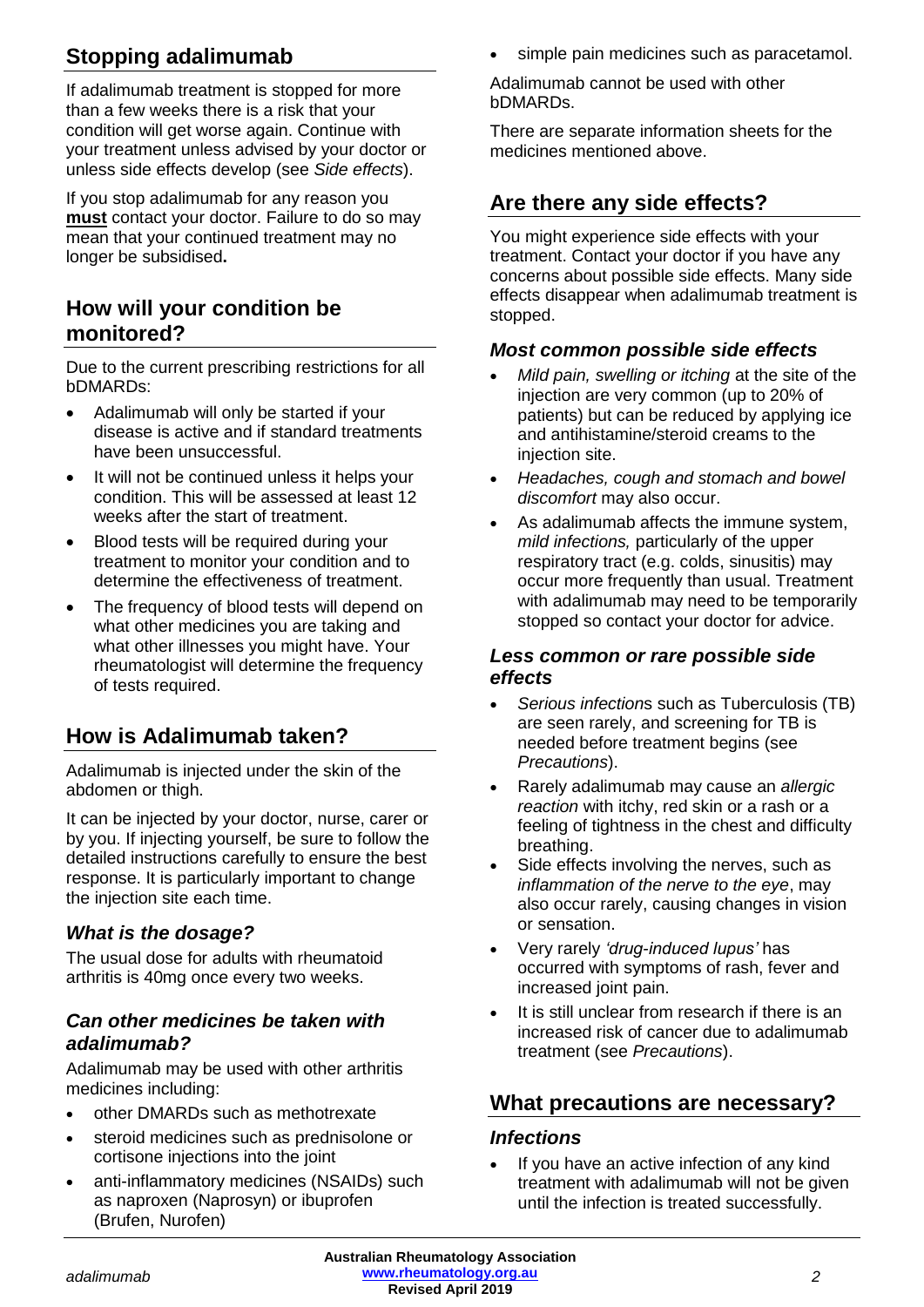## Stopping adalimumab

If adalimumab treatment is stopped for more than a few weeks there is a risk that your condition will get worse again. Continue with your treatment unless advised by your doctor or unless side effects develop (see *Side effects*).

If you stop adalimumab for any reason you **must** contact your doctor. Failure to do so may mean that your continued treatment may no longer be subsidised**.**

## How will your condition be monitored?

Due to the current prescribing restrictions for all bDMARDs:

- Adalimumab will only be started if your disease is active and if standard treatments have been unsuccessful.
- It will not be continued unless it helps your condition. This will be assessed at least 12 weeks after the start of treatment.
- Blood tests will be required during your treatment to monitor your condition and to determine the effectiveness of treatment.
- The frequency of blood tests will depend on what other medicines you are taking and what other illnesses you might have. Your rheumatologist will determine the frequency of tests required.

## How is Adalimumab taken?

Adalimumab is injected under the skin of the abdomen or thigh.

It can be injected by your doctor, nurse, carer or by you. If injecting yourself, be sure to follow the detailed instructions carefully to ensure the best response. It is particularly important to change the injection site each time.

### *What is the dosage?*

The usual dose for adults with rheumatoid arthritis is 40mg once every two weeks.

### *Can other medicines be taken with adalimumab?*

Adalimumab may be used with other arthritis medicines including:

- other DMARDs such as methotrexate
- steroid medicines such as prednisolone or cortisone injections into the joint
- anti-inflammatory medicines (NSAIDs) such as naproxen (Naprosyn) or ibuprofen (Brufen, Nurofen)
- simple pain medicines such as paracetamol.

Adalimumab cannot be used with other bDMARDs.

There are separate information sheets for the medicines mentioned above.

## Are there any side effects?

You might experience side effects with your treatment. Contact your doctor if you have any concerns about possible side effects. Many side effects disappear when adalimumab treatment is stopped.

### *Most common possible side effects*

- *Mild pain, swelling or itching* at the site of the injection are very common (up to 20% of patients) but can be reduced by applying ice and antihistamine/steroid creams to the injection site.
- *Headaches, cough and stomach and bowel discomfort* may also occur.
- As adalimumab affects the immune system, *mild infections,* particularly of the upper respiratory tract (e.g. colds, sinusitis) may occur more frequently than usual. Treatment with adalimumab may need to be temporarily stopped so contact your doctor for advice.

### *Less common or rare possible side effects*

- *Serious infection*s such as Tuberculosis (TB) are seen rarely, and screening for TB is needed before treatment begins (see *Precautions*).
- Rarely adalimumab may cause an *allergic reaction* with itchy, red skin or a rash or a feeling of tightness in the chest and difficulty breathing.
- Side effects involving the nerves, such as *inflammation of the nerve to the eye*, may also occur rarely, causing changes in vision or sensation.
- Very rarely *'drug-induced lupus'* has occurred with symptoms of rash, fever and increased joint pain.
- It is still unclear from research if there is an increased risk of cancer due to adalimumab treatment (see *Precautions*).

## What precautions are necessary?

### *Infections*

- If you have an active infection of any kind treatment with adalimumab will not be given until the infection is treated successfully.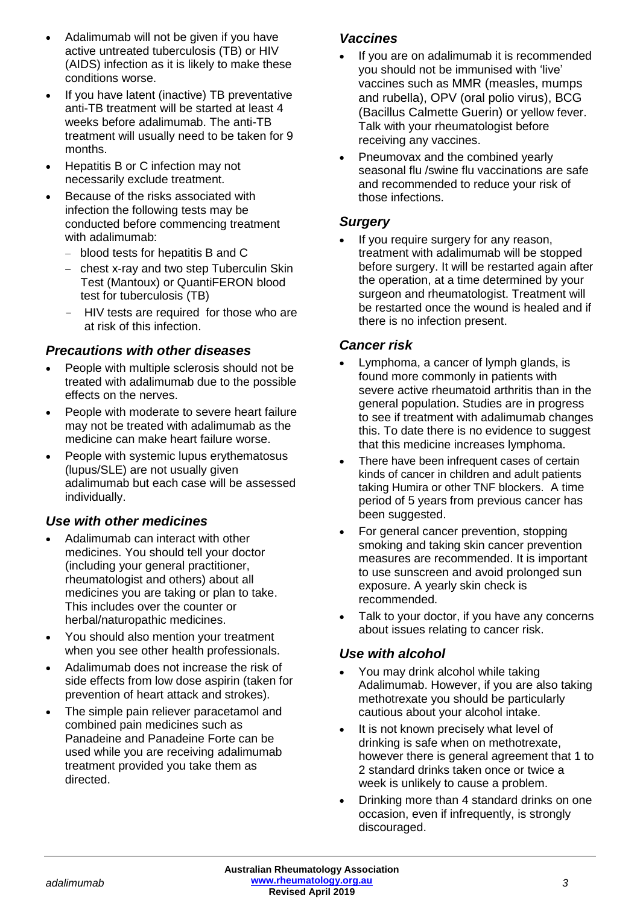- Adalimumab will not be given if you have active untreated tuberculosis (TB) or HIV (AIDS) infection as it is likely to make these conditions worse.
- If you have latent (inactive) TB preventative anti-TB treatment will be started at least 4 weeks before adalimumab. The anti-TB treatment will usually need to be taken for 9 months.
- Hepatitis B or C infection may not necessarily exclude treatment.
- Because of the risks associated with infection the following tests may be conducted before commencing treatment with adalimumab:
  - blood tests for hepatitis B and C
  - chest x-ray and two step Tuberculin Skin Test (Mantoux) or QuantiFERON blood test for tuberculosis (TB)
  - HIV tests are required for those who are at risk of this infection.

### *Precautions with other diseases*

- People with multiple sclerosis should not be treated with adalimumab due to the possible effects on the nerves.
- People with moderate to severe heart failure may not be treated with adalimumab as the medicine can make heart failure worse.
- People with systemic lupus erythematosus (lupus/SLE) are not usually given adalimumab but each case will be assessed individually.

### *Use with other medicines*

- Adalimumab can interact with other medicines. You should tell your doctor (including your general practitioner, rheumatologist and others) about all medicines you are taking or plan to take. This includes over the counter or herbal/naturopathic medicines.
- You should also mention your treatment when you see other health professionals.
- Adalimumab does not increase the risk of side effects from low dose aspirin (taken for prevention of heart attack and strokes).
- The simple pain reliever paracetamol and combined pain medicines such as Panadeine and Panadeine Forte can be used while you are receiving adalimumab treatment provided you take them as directed.

### *Vaccines*

- If you are on adalimumab it is recommended you should not be immunised with 'live' vaccines such as MMR (measles, mumps and rubella), OPV (oral polio virus), BCG (Bacillus Calmette Guerin) or yellow fever. Talk with your rheumatologist before receiving any vaccines.
- Pneumovax and the combined yearly seasonal flu /swine flu vaccinations are safe and recommended to reduce your risk of those infections.

### *Surgery*

- If you require surgery for any reason, treatment with adalimumab will be stopped before surgery. It will be restarted again after the operation, at a time determined by your surgeon and rheumatologist. Treatment will be restarted once the wound is healed and if there is no infection present.

### *Cancer risk*

- Lymphoma, a cancer of lymph glands, is found more commonly in patients with severe active rheumatoid arthritis than in the general population. Studies are in progress to see if treatment with adalimumab changes this. To date there is no evidence to suggest that this medicine increases lymphoma.
- There have been infrequent cases of certain kinds of cancer in children and adult patients taking Humira or other TNF blockers. A time period of 5 years from previous cancer has been suggested.
- For general cancer prevention, stopping smoking and taking skin cancer prevention measures are recommended. It is important to use sunscreen and avoid prolonged sun exposure. A yearly skin check is recommended.
- Talk to your doctor, if you have any concerns about issues relating to cancer risk.

### *Use with alcohol*

- You may drink alcohol while taking Adalimumab. However, if you are also taking methotrexate you should be particularly cautious about your alcohol intake.
- It is not known precisely what level of drinking is safe when on methotrexate, however there is general agreement that 1 to 2 standard drinks taken once or twice a week is unlikely to cause a problem.
- Drinking more than 4 standard drinks on one occasion, even if infrequently, is strongly discouraged.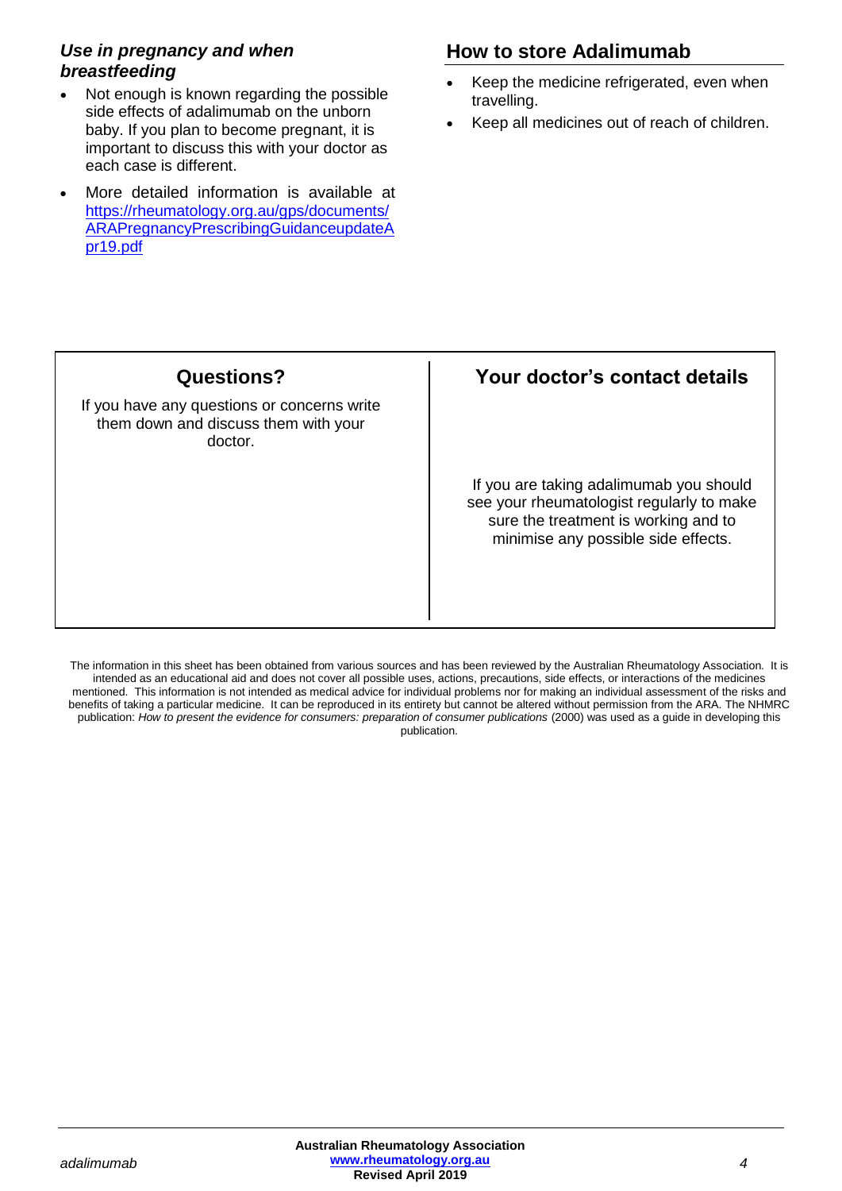### *Use in pregnancy and when breastfeeding*

- Not enough is known regarding the possible side effects of adalimumab on the unborn baby. If you plan to become pregnant, it is important to discuss this with your doctor as each case is different.
- More detailed information is available at https://rheumatology.org.au/gps/documents/ARAPregnancyPrescribingGuidanceupdateApr19.pdf

## How to store Adalimumab

- Keep the medicine refrigerated, even when travelling.
- Keep all medicines out of reach of children.

## Questions?

If you have any questions or concerns write them down and discuss them with your doctor.

## Your doctor's contact details

If you are taking adalimumab you should see your rheumatologist regularly to make sure the treatment is working and to minimise any possible side effects.

The information in this sheet has been obtained from various sources and has been reviewed by the Australian Rheumatology Association. It is intended as an educational aid and does not cover all possible uses, actions, precautions, side effects, or interactions of the medicines mentioned. This information is not intended as medical advice for individual problems nor for making an individual assessment of the risks and benefits of taking a particular medicine. It can be reproduced in its entirety but cannot be altered without permission from the ARA. The NHMRC publication: *How to present the evidence for consumers: preparation of consumer publications* (2000) was used as a guide in developing this publication.